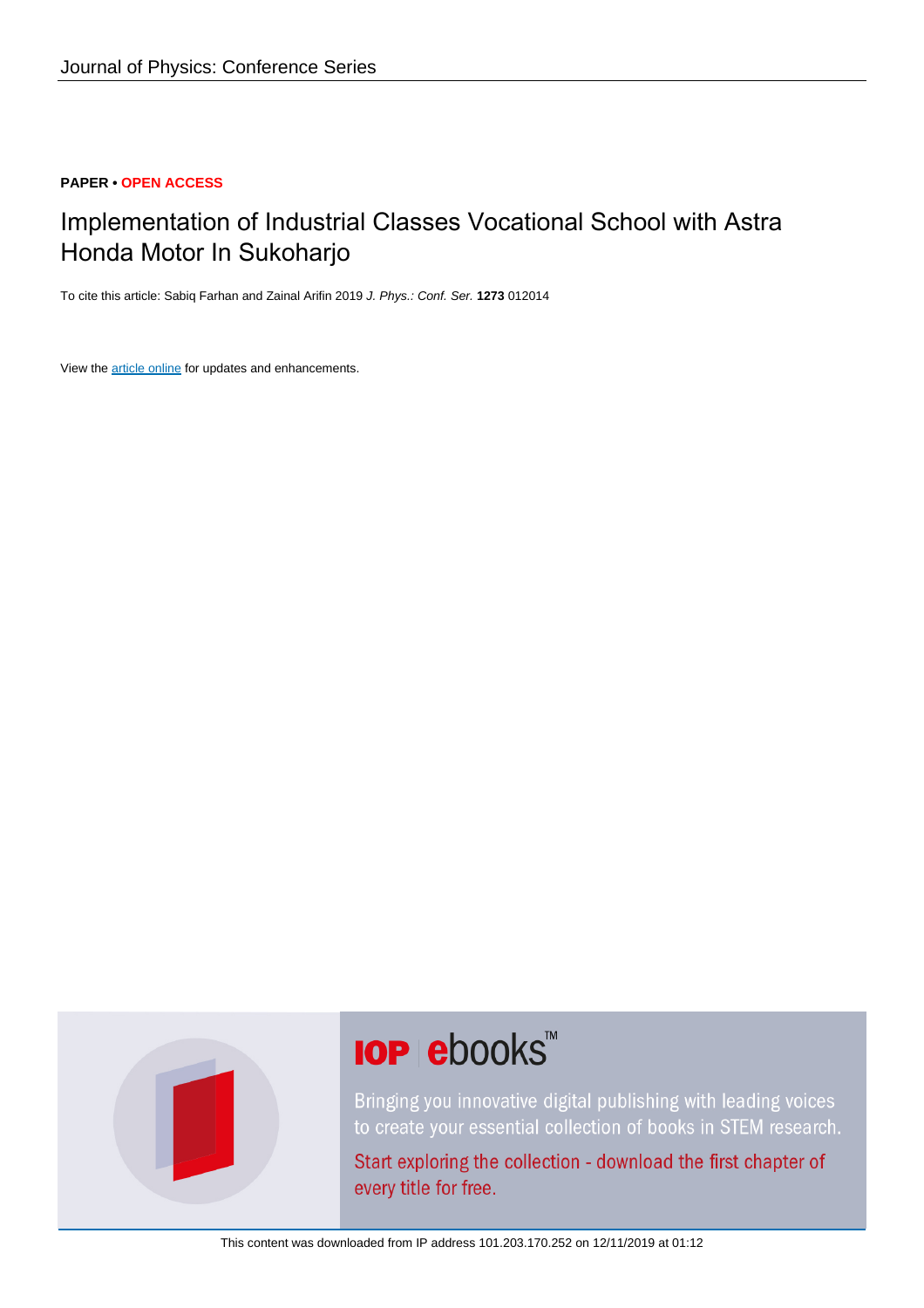**PAPER • OPEN ACCESS**

# Implementation of Industrial Classes Vocational School with Astra Honda Motor In Sukoharjo

To cite this article: Sabiq Farhan and Zainal Arifin 2019 *J. Phys.: Conf. Ser.* **1273** 012014

View the article online for updates and enhancements.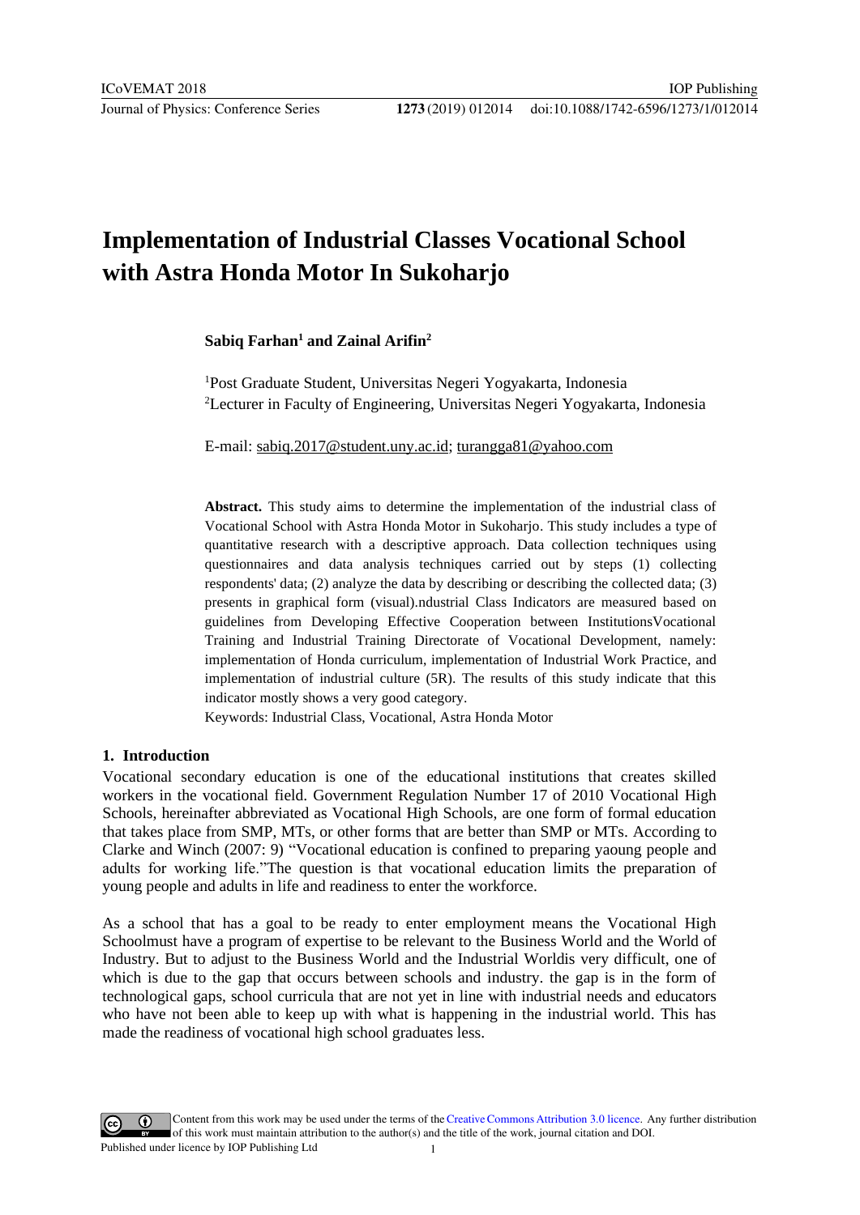# Implementation of Industrial Classes Vocational School with Astra Honda Motor In Sukoharjo

**Sabiq Farhan[1] and Zainal Arifin[2]**

[1]Post Graduate Student, Universitas Negeri Yogyakarta, Indonesia
[2]Lecturer in Faculty of Engineering, Universitas Negeri Yogyakarta, Indonesia

E-mail: sabiq.2017@student.uny.ac.id; turangga81@yahoo.com

**Abstract.** This study aims to determine the implementation of the industrial class of Vocational School with Astra Honda Motor in Sukoharjo. This study includes a type of quantitative research with a descriptive approach. Data collection techniques using questionnaires and data analysis techniques carried out by steps (1) collecting respondents' data; (2) analyze the data by describing or describing the collected data; (3) presents in graphical form (visual).ndustrial Class Indicators are measured based on guidelines from Developing Effective Cooperation between InstitutionsVocational Training and Industrial Training Directorate of Vocational Development, namely: implementation of Honda curriculum, implementation of Industrial Work Practice, and implementation of industrial culture (5R). The results of this study indicate that this indicator mostly shows a very good category.

Keywords: Industrial Class, Vocational, Astra Honda Motor

## 1. Introduction

Vocational secondary education is one of the educational institutions that creates skilled workers in the vocational field. Government Regulation Number 17 of 2010 Vocational High Schools, hereinafter abbreviated as Vocational High Schools, are one form of formal education that takes place from SMP, MTs, or other forms that are better than SMP or MTs. According to Clarke and Winch (2007: 9) "Vocational education is confined to preparing yaoung people and adults for working life."The question is that vocational education limits the preparation of young people and adults in life and readiness to enter the workforce.

As a school that has a goal to be ready to enter employment means the Vocational High Schoolmust have a program of expertise to be relevant to the Business World and the World of Industry. But to adjust to the Business World and the Industrial Worldis very difficult, one of which is due to the gap that occurs between schools and industry. the gap is in the form of technological gaps, school curricula that are not yet in line with industrial needs and educators who have not been able to keep up with what is happening in the industrial world. This has made the readiness of vocational high school graduates less.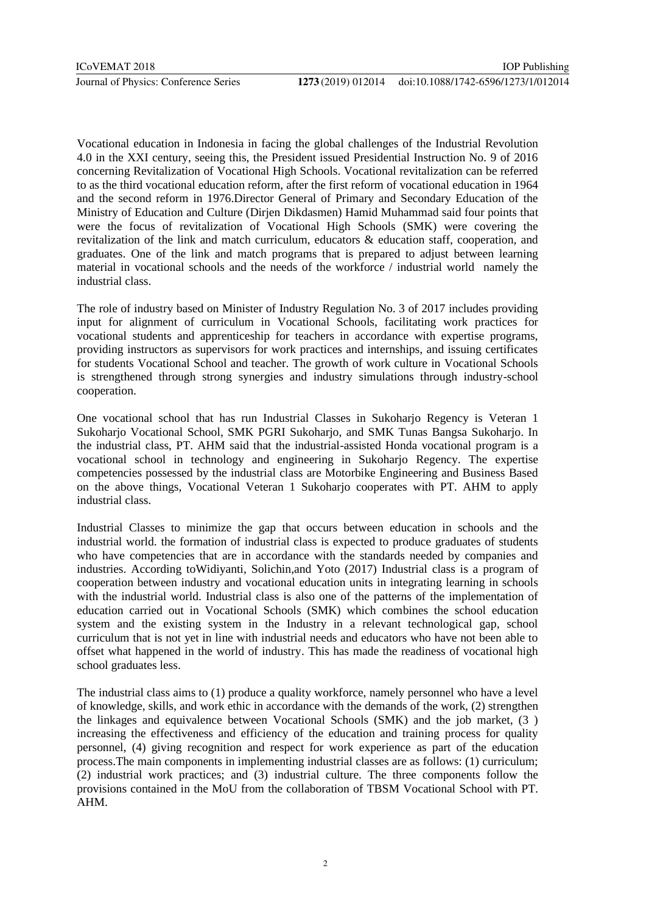Vocational education in Indonesia in facing the global challenges of the Industrial Revolution 4.0 in the XXI century, seeing this, the President issued Presidential Instruction No. 9 of 2016 concerning Revitalization of Vocational High Schools. Vocational revitalization can be referred to as the third vocational education reform, after the first reform of vocational education in 1964 and the second reform in 1976.Director General of Primary and Secondary Education of the Ministry of Education and Culture (Dirjen Dikdasmen) Hamid Muhammad said four points that were the focus of revitalization of Vocational High Schools (SMK) were covering the revitalization of the link and match curriculum, educators & education staff, cooperation, and graduates. One of the link and match programs that is prepared to adjust between learning material in vocational schools and the needs of the workforce / industrial world namely the industrial class.

The role of industry based on Minister of Industry Regulation No. 3 of 2017 includes providing input for alignment of curriculum in Vocational Schools, facilitating work practices for vocational students and apprenticeship for teachers in accordance with expertise programs, providing instructors as supervisors for work practices and internships, and issuing certificates for students Vocational School and teacher. The growth of work culture in Vocational Schools is strengthened through strong synergies and industry simulations through industry-school cooperation.

One vocational school that has run Industrial Classes in Sukoharjo Regency is Veteran 1 Sukoharjo Vocational School, SMK PGRI Sukoharjo, and SMK Tunas Bangsa Sukoharjo. In the industrial class, PT. AHM said that the industrial-assisted Honda vocational program is a vocational school in technology and engineering in Sukoharjo Regency. The expertise competencies possessed by the industrial class are Motorbike Engineering and Business Based on the above things, Vocational Veteran 1 Sukoharjo cooperates with PT. AHM to apply industrial class.

Industrial Classes to minimize the gap that occurs between education in schools and the industrial world. the formation of industrial class is expected to produce graduates of students who have competencies that are in accordance with the standards needed by companies and industries. According toWidiyanti, Solichin,and Yoto (2017) Industrial class is a program of cooperation between industry and vocational education units in integrating learning in schools with the industrial world. Industrial class is also one of the patterns of the implementation of education carried out in Vocational Schools (SMK) which combines the school education system and the existing system in the Industry in a relevant technological gap, school curriculum that is not yet in line with industrial needs and educators who have not been able to offset what happened in the world of industry. This has made the readiness of vocational high school graduates less.

The industrial class aims to (1) produce a quality workforce, namely personnel who have a level of knowledge, skills, and work ethic in accordance with the demands of the work, (2) strengthen the linkages and equivalence between Vocational Schools (SMK) and the job market, (3 ) increasing the effectiveness and efficiency of the education and training process for quality personnel, (4) giving recognition and respect for work experience as part of the education process.The main components in implementing industrial classes are as follows: (1) curriculum; (2) industrial work practices; and (3) industrial culture. The three components follow the provisions contained in the MoU from the collaboration of TBSM Vocational School with PT. AHM.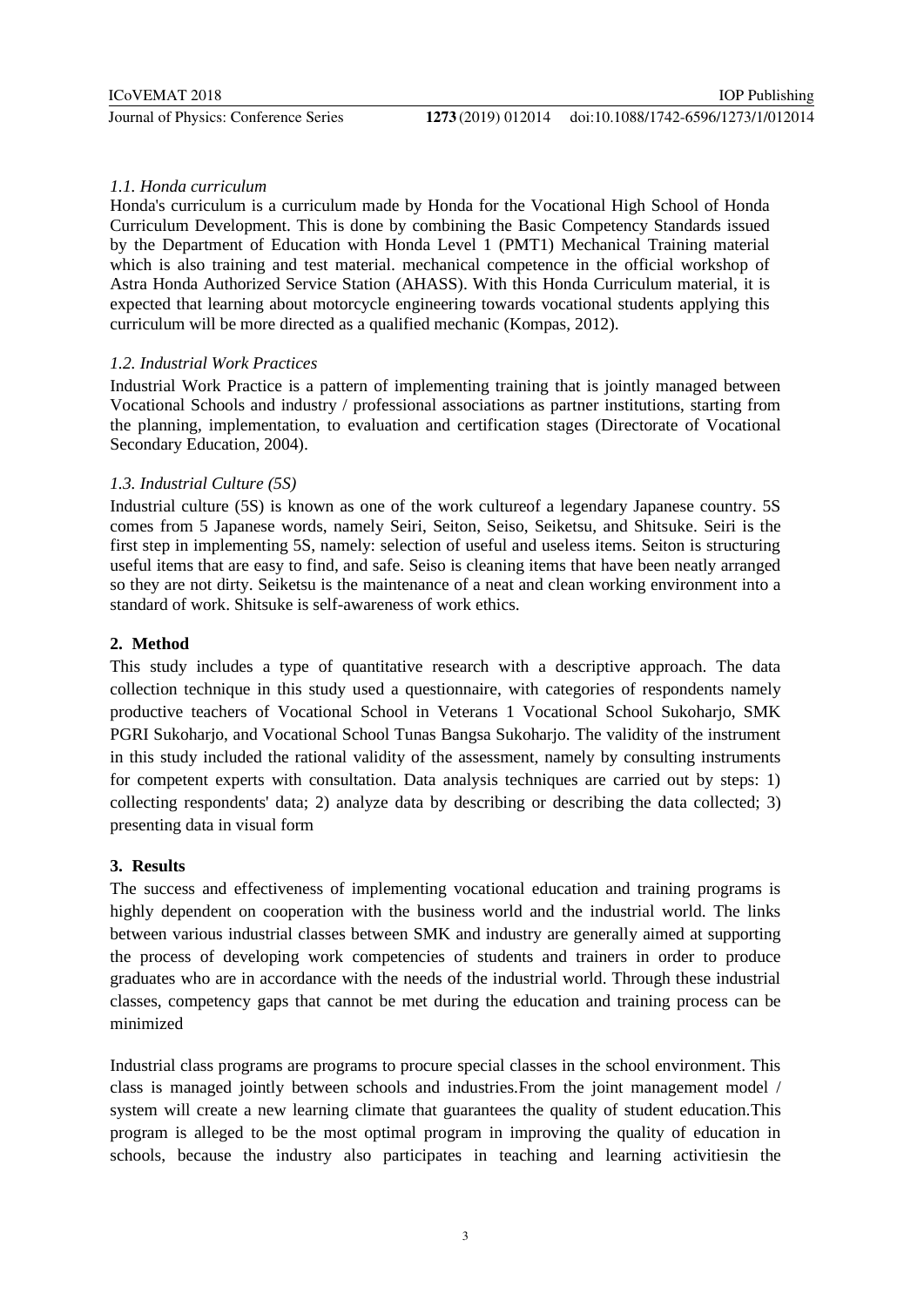### *1.1. Honda curriculum*

Honda's curriculum is a curriculum made by Honda for the Vocational High School of Honda Curriculum Development. This is done by combining the Basic Competency Standards issued by the Department of Education with Honda Level 1 (PMT1) Mechanical Training material which is also training and test material. mechanical competence in the official workshop of Astra Honda Authorized Service Station (AHASS). With this Honda Curriculum material, it is expected that learning about motorcycle engineering towards vocational students applying this curriculum will be more directed as a qualified mechanic (Kompas, 2012).

### *1.2. Industrial Work Practices*

Industrial Work Practice is a pattern of implementing training that is jointly managed between Vocational Schools and industry / professional associations as partner institutions, starting from the planning, implementation, to evaluation and certification stages (Directorate of Vocational Secondary Education, 2004).

### *1.3. Industrial Culture (5S)*

Industrial culture (5S) is known as one of the work cultureof a legendary Japanese country. 5S comes from 5 Japanese words, namely Seiri, Seiton, Seiso, Seiketsu, and Shitsuke. Seiri is the first step in implementing 5S, namely: selection of useful and useless items. Seiton is structuring useful items that are easy to find, and safe. Seiso is cleaning items that have been neatly arranged so they are not dirty. Seiketsu is the maintenance of a neat and clean working environment into a standard of work. Shitsuke is self-awareness of work ethics.

## **2. Method**

This study includes a type of quantitative research with a descriptive approach. The data collection technique in this study used a questionnaire, with categories of respondents namely productive teachers of Vocational School in Veterans 1 Vocational School Sukoharjo, SMK PGRI Sukoharjo, and Vocational School Tunas Bangsa Sukoharjo. The validity of the instrument in this study included the rational validity of the assessment, namely by consulting instruments for competent experts with consultation. Data analysis techniques are carried out by steps: 1) collecting respondents' data; 2) analyze data by describing or describing the data collected; 3) presenting data in visual form

## **3. Results**

The success and effectiveness of implementing vocational education and training programs is highly dependent on cooperation with the business world and the industrial world. The links between various industrial classes between SMK and industry are generally aimed at supporting the process of developing work competencies of students and trainers in order to produce graduates who are in accordance with the needs of the industrial world. Through these industrial classes, competency gaps that cannot be met during the education and training process can be minimized

Industrial class programs are programs to procure special classes in the school environment. This class is managed jointly between schools and industries.From the joint management model / system will create a new learning climate that guarantees the quality of student education.This program is alleged to be the most optimal program in improving the quality of education in schools, because the industry also participates in teaching and learning activitiesin the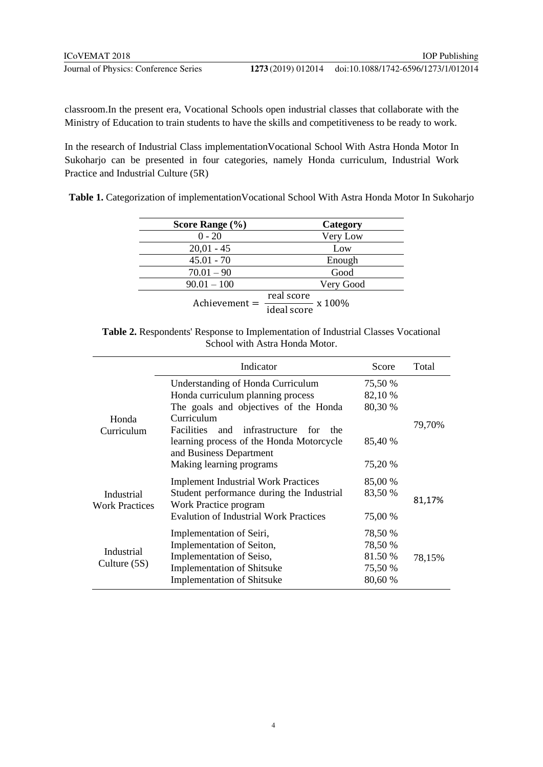classroom.In the present era, Vocational Schools open industrial classes that collaborate with the Ministry of Education to train students to have the skills and competitiveness to be ready to work.

In the research of Industrial Class implementationVocational School With Astra Honda Motor In Sukoharjo can be presented in four categories, namely Honda curriculum, Industrial Work Practice and Industrial Culture (5R)

**Table 1.** Categorization of implementationVocational School With Astra Honda Motor In Sukoharjo

| **Score Range (%)** | **Category** |
|---|---|
| 0 - 20 | Very Low |
| 20,01 - 45 | Low |
| 45.01 - 70 | Enough |
| 70.01 – 90 | Good |
| 90.01 – 100 | Very Good |

$$\text{Achievement} = \frac{\text{real score}}{\text{ideal score}} \text{ x } 100\%$$

**Table 2.** Respondents' Response to Implementation of Industrial Classes Vocational School with Astra Honda Motor.

| | Indicator | Score | Total |
|---|---|---|---|
| Honda Curriculum | Understanding of Honda Curriculum | 75,50 % | 79,70% |
| | Honda curriculum planning process | 82,10 % | |
| | The goals and objectives of the Honda Curriculum | 80,30 % | |
| | Facilities and infrastructure for the learning process of the Honda Motorcycle and Business Department | 85,40 % | |
| | Making learning programs | 75,20 % | |
| Industrial Work Practices | Implement Industrial Work Practices | 85,00 % | 81,17% |
| | Student performance during the Industrial Work Practice program | 83,50 % | |
| | Evalution of Industrial Work Practices | 75,00 % | |
| Industrial Culture (5S) | Implementation of Seiri, | 78,50 % | 78,15% |
| | Implementation of Seiton, | 78,50 % | |
| | Implementation of Seiso, | 81.50 % | |
| | Implementation of Shitsuke | 75,50 % | |
| | Implementation of Shitsuke | 80,60 % | |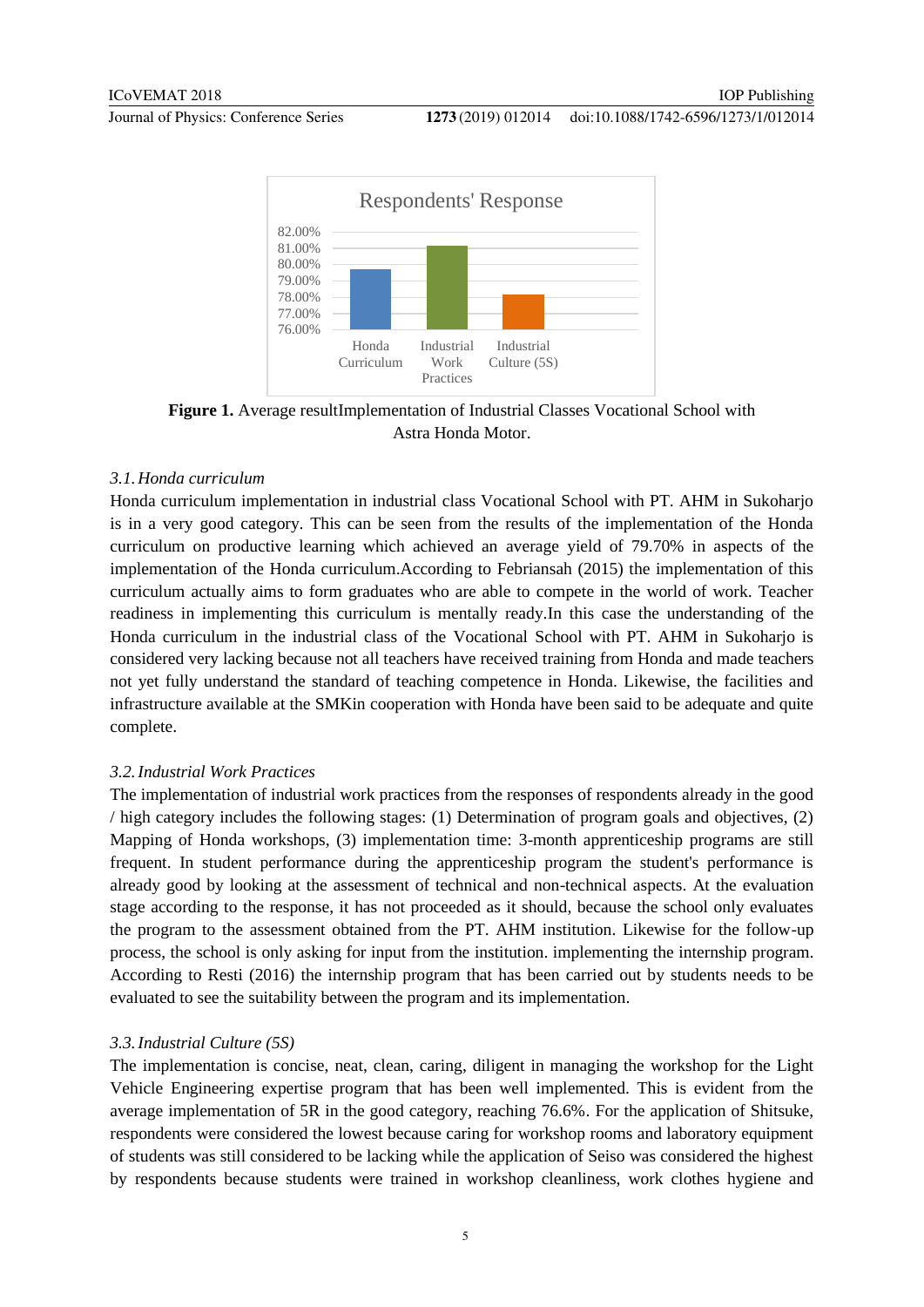Figure 1. Average resultImplementation of Industrial Classes Vocational School with Astra Honda Motor.

### 3.1. Honda curriculum

Honda curriculum implementation in industrial class Vocational School with PT. AHM in Sukoharjo is in a very good category. This can be seen from the results of the implementation of the Honda curriculum on productive learning which achieved an average yield of 79.70% in aspects of the implementation of the Honda curriculum.According to Febriansah (2015) the implementation of this curriculum actually aims to form graduates who are able to compete in the world of work. Teacher readiness in implementing this curriculum is mentally ready.In this case the understanding of the Honda curriculum in the industrial class of the Vocational School with PT. AHM in Sukoharjo is considered very lacking because not all teachers have received training from Honda and made teachers not yet fully understand the standard of teaching competence in Honda. Likewise, the facilities and infrastructure available at the SMKin cooperation with Honda have been said to be adequate and quite complete.

### 3.2. Industrial Work Practices

The implementation of industrial work practices from the responses of respondents already in the good / high category includes the following stages: (1) Determination of program goals and objectives, (2) Mapping of Honda workshops, (3) implementation time: 3-month apprenticeship programs are still frequent. In student performance during the apprenticeship program the student's performance is already good by looking at the assessment of technical and non-technical aspects. At the evaluation stage according to the response, it has not proceeded as it should, because the school only evaluates the program to the assessment obtained from the PT. AHM institution. Likewise for the follow-up process, the school is only asking for input from the institution. implementing the internship program. According to Resti (2016) the internship program that has been carried out by students needs to be evaluated to see the suitability between the program and its implementation.

### 3.3. Industrial Culture (5S)

The implementation is concise, neat, clean, caring, diligent in managing the workshop for the Light Vehicle Engineering expertise program that has been well implemented. This is evident from the average implementation of 5R in the good category, reaching 76.6%. For the application of Shitsuke, respondents were considered the lowest because caring for workshop rooms and laboratory equipment of students was still considered to be lacking while the application of Seiso was considered the highest by respondents because students were trained in workshop cleanliness, work clothes hygiene and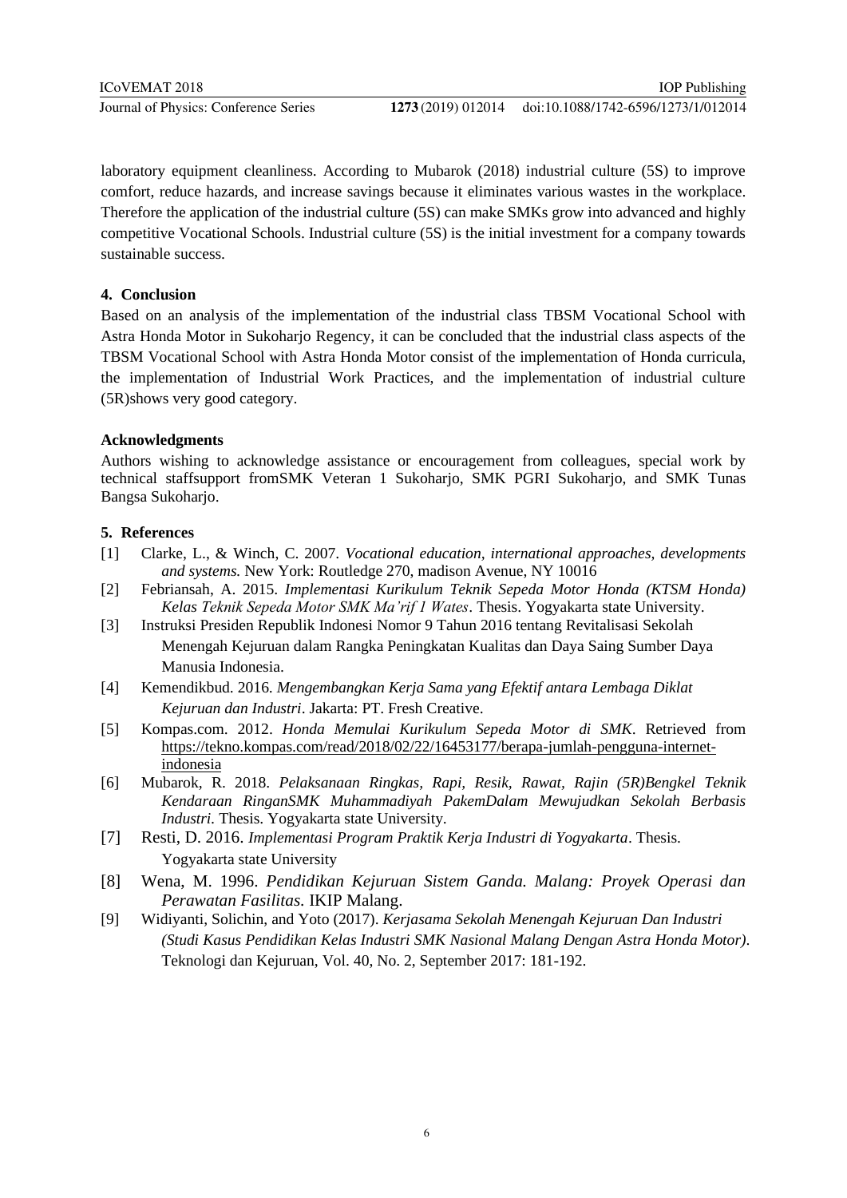laboratory equipment cleanliness. According to Mubarok (2018) industrial culture (5S) to improve comfort, reduce hazards, and increase savings because it eliminates various wastes in the workplace. Therefore the application of the industrial culture (5S) can make SMKs grow into advanced and highly competitive Vocational Schools. Industrial culture (5S) is the initial investment for a company towards sustainable success.

## 4. Conclusion

Based on an analysis of the implementation of the industrial class TBSM Vocational School with Astra Honda Motor in Sukoharjo Regency, it can be concluded that the industrial class aspects of the TBSM Vocational School with Astra Honda Motor consist of the implementation of Honda curricula, the implementation of Industrial Work Practices, and the implementation of industrial culture (5R)shows very good category.

## Acknowledgments

Authors wishing to acknowledge assistance or encouragement from colleagues, special work by technical staffsupport fromSMK Veteran 1 Sukoharjo, SMK PGRI Sukoharjo, and SMK Tunas Bangsa Sukoharjo.

## 5. References

[1] Clarke, L., & Winch, C. 2007. *Vocational education, international approaches, developments and systems.* New York: Routledge 270, madison Avenue, NY 10016

[2] Febriansah, A. 2015. *Implementasi Kurikulum Teknik Sepeda Motor Honda (KTSM Honda) Kelas Teknik Sepeda Motor SMK Ma'rif 1 Wates*. Thesis. Yogyakarta state University.

[3] Instruksi Presiden Republik Indonesi Nomor 9 Tahun 2016 tentang Revitalisasi Sekolah Menengah Kejuruan dalam Rangka Peningkatan Kualitas dan Daya Saing Sumber Daya Manusia Indonesia.

[4] Kemendikbud. 2016. *Mengembangkan Kerja Sama yang Efektif antara Lembaga Diklat Kejuruan dan Industri*. Jakarta: PT. Fresh Creative.

[5] Kompas.com. 2012. *Honda Memulai Kurikulum Sepeda Motor di SMK*. Retrieved from https://tekno.kompas.com/read/2018/02/22/16453177/berapa-jumlah-pengguna-internet-indonesia

[6] Mubarok, R. 2018. *Pelaksanaan Ringkas, Rapi, Resik, Rawat, Rajin (5R)Bengkel Teknik Kendaraan RinganSMK Muhammadiyah PakemDalam Mewujudkan Sekolah Berbasis Industri.* Thesis. Yogyakarta state University.

[7] Resti, D. 2016. *Implementasi Program Praktik Kerja Industri di Yogyakarta*. Thesis. Yogyakarta state University

[8] Wena, M. 1996. *Pendidikan Kejuruan Sistem Ganda. Malang: Proyek Operasi dan Perawatan Fasilitas.* IKIP Malang.

[9] Widiyanti, Solichin, and Yoto (2017). *Kerjasama Sekolah Menengah Kejuruan Dan Industri (Studi Kasus Pendidikan Kelas Industri SMK Nasional Malang Dengan Astra Honda Motor)*. Teknologi dan Kejuruan, Vol. 40, No. 2, September 2017: 181-192.